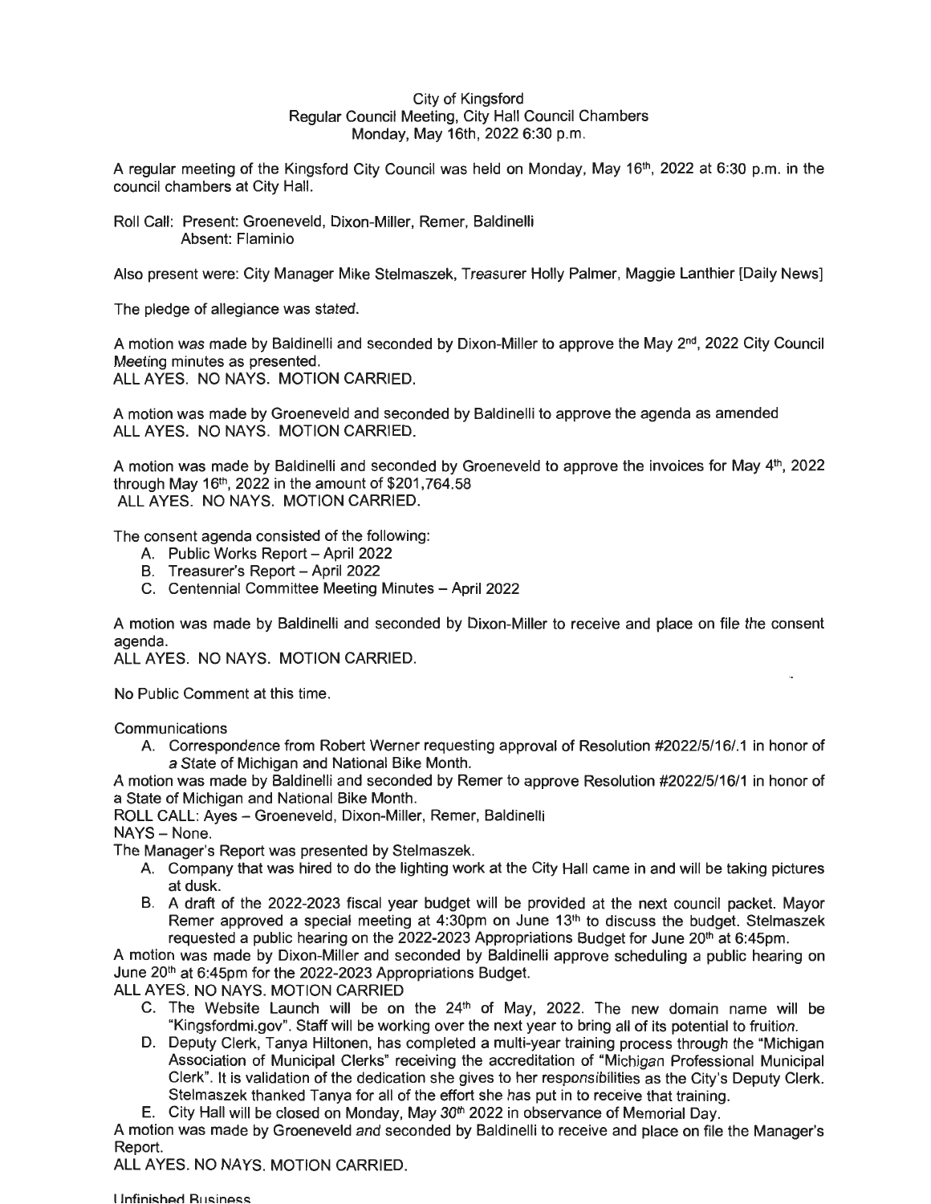City of Kingsford
Regular Council Meeting, City Hall Council Chambers
Monday, May 16th, 2022 6:30 p.m.

A regular meeting of the Kingsford City Council was held on Monday, May 16th, 2022 at 6:30 p.m. in the council chambers at City Hall.

Roll Call: Present: Groeneveld, Dixon-Miller, Remer, Baldinelli
Absent: Flaminio

Also present were: City Manager Mike Stelmaszek, Treasurer Holly Palmer, Maggie Lanthier [Daily News]

The pledge of allegiance was stated.

A motion was made by Baldinelli and seconded by Dixon-Miller to approve the May 2nd, 2022 City Council Meeting minutes as presented.
ALL AYES. NO NAYS. MOTION CARRIED.

A motion was made by Groeneveld and seconded by Baldinelli to approve the agenda as amended
ALL AYES. NO NAYS. MOTION CARRIED.

A motion was made by Baldinelli and seconded by Groeneveld to approve the invoices for May 4th, 2022 through May 16th, 2022 in the amount of $201,764.58
ALL AYES. NO NAYS. MOTION CARRIED.

The consent agenda consisted of the following:

A. Public Works Report – April 2022
B. Treasurer's Report – April 2022
C. Centennial Committee Meeting Minutes – April 2022

A motion was made by Baldinelli and seconded by Dixon-Miller to receive and place on file the consent agenda.
ALL AYES. NO NAYS. MOTION CARRIED.

No Public Comment at this time.

Communications

A. Correspondence from Robert Werner requesting approval of Resolution #2022/5/16/.1 in honor of a State of Michigan and National Bike Month.

A motion was made by Baldinelli and seconded by Remer to approve Resolution #2022/5/16/1 in honor of a State of Michigan and National Bike Month.
ROLL CALL: Ayes – Groeneveld, Dixon-Miller, Remer, Baldinelli
NAYS – None.
The Manager's Report was presented by Stelmaszek.

A. Company that was hired to do the lighting work at the City Hall came in and will be taking pictures at dusk.
B. A draft of the 2022-2023 fiscal year budget will be provided at the next council packet. Mayor Remer approved a special meeting at 4:30pm on June 13th to discuss the budget. Stelmaszek requested a public hearing on the 2022-2023 Appropriations Budget for June 20th at 6:45pm.

A motion was made by Dixon-Miller and seconded by Baldinelli approve scheduling a public hearing on June 20th at 6:45pm for the 2022-2023 Appropriations Budget.
ALL AYES. NO NAYS. MOTION CARRIED

C. The Website Launch will be on the 24th of May, 2022. The new domain name will be "Kingsfordmi.gov". Staff will be working over the next year to bring all of its potential to fruition.
D. Deputy Clerk, Tanya Hiltonen, has completed a multi-year training process through the "Michigan Association of Municipal Clerks" receiving the accreditation of "Michigan Professional Municipal Clerk". It is validation of the dedication she gives to her responsibilities as the City's Deputy Clerk. Stelmaszek thanked Tanya for all of the effort she has put in to receive that training.
E. City Hall will be closed on Monday, May 30th 2022 in observance of Memorial Day.

A motion was made by Groeneveld and seconded by Baldinelli to receive and place on file the Manager's Report.
ALL AYES. NO NAYS. MOTION CARRIED.

Unfinished Business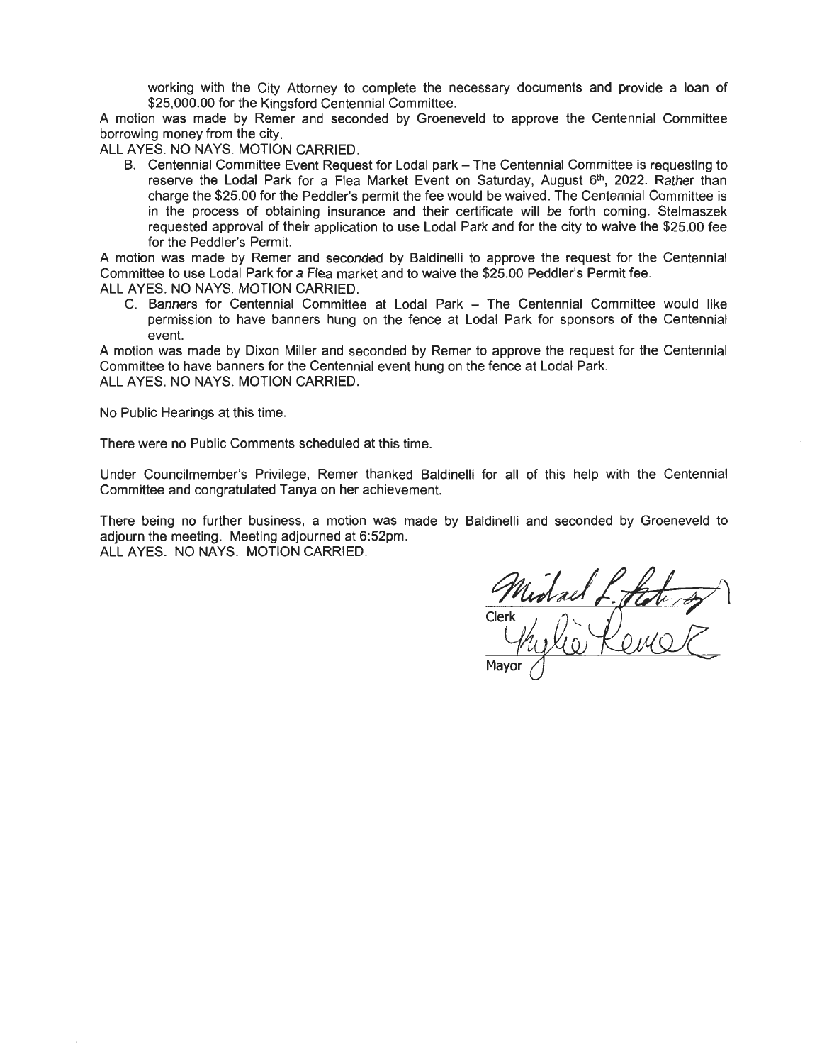working with the City Attorney to complete the necessary documents and provide a loan of $25,000.00 for the Kingsford Centennial Committee.

A motion was made by Remer and seconded by Groeneveld to approve the Centennial Committee borrowing money from the city.

ALL AYES. NO NAYS. MOTION CARRIED.

B. Centennial Committee Event Request for Lodal park – The Centennial Committee is requesting to reserve the Lodal Park for a Flea Market Event on Saturday, August 6th, 2022. Rather than charge the $25.00 for the Peddler's permit the fee would be waived. The Centennial Committee is in the process of obtaining insurance and their certificate will be forth coming. Stelmaszek requested approval of their application to use Lodal Park and for the city to waive the $25.00 fee for the Peddler's Permit.

A motion was made by Remer and seconded by Baldinelli to approve the request for the Centennial Committee to use Lodal Park for a Flea market and to waive the $25.00 Peddler's Permit fee.

ALL AYES. NO NAYS. MOTION CARRIED.

C. Banners for Centennial Committee at Lodal Park – The Centennial Committee would like permission to have banners hung on the fence at Lodal Park for sponsors of the Centennial event.

A motion was made by Dixon Miller and seconded by Remer to approve the request for the Centennial Committee to have banners for the Centennial event hung on the fence at Lodal Park.

ALL AYES. NO NAYS. MOTION CARRIED.

No Public Hearings at this time.

There were no Public Comments scheduled at this time.

Under Councilmember's Privilege, Remer thanked Baldinelli for all of this help with the Centennial Committee and congratulated Tanya on her achievement.

There being no further business, a motion was made by Baldinelli and seconded by Groeneveld to adjourn the meeting. Meeting adjourned at 6:52pm.

ALL AYES. NO NAYS. MOTION CARRIED.

Michael L. Flaherty
Clerk

Kyle Remer
Mayor